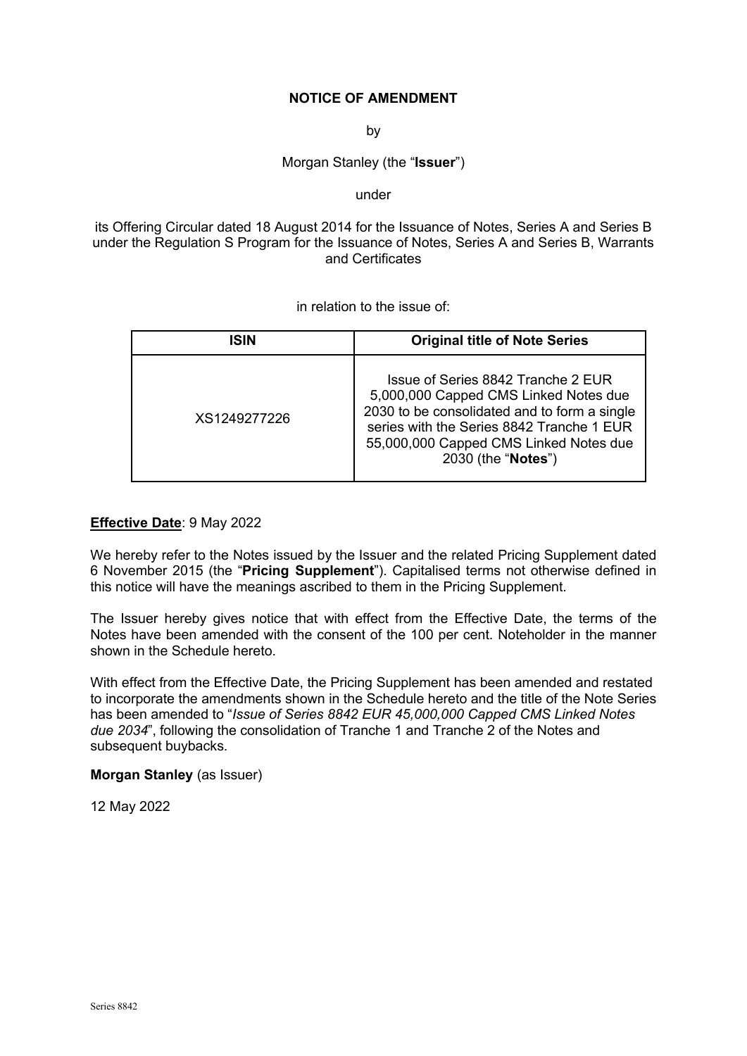**NOTICE OF AMENDMENT**

by

Morgan Stanley (the "**Issuer**")

under

its Offering Circular dated 18 August 2014 for the Issuance of Notes, Series A and Series B under the Regulation S Program for the Issuance of Notes, Series A and Series B, Warrants and Certificates

in relation to the issue of:

| ISIN | Original title of Note Series |
| --- | --- |
| XS1249277226 | Issue of Series 8842 Tranche 2 EUR 5,000,000 Capped CMS Linked Notes due 2030 to be consolidated and to form a single series with the Series 8842 Tranche 1 EUR 55,000,000 Capped CMS Linked Notes due 2030 (the "**Notes**") |

**Effective Date**: 9 May 2022

We hereby refer to the Notes issued by the Issuer and the related Pricing Supplement dated 6 November 2015 (the "**Pricing Supplement**"). Capitalised terms not otherwise defined in this notice will have the meanings ascribed to them in the Pricing Supplement.

The Issuer hereby gives notice that with effect from the Effective Date, the terms of the Notes have been amended with the consent of the 100 per cent. Noteholder in the manner shown in the Schedule hereto.

With effect from the Effective Date, the Pricing Supplement has been amended and restated to incorporate the amendments shown in the Schedule hereto and the title of the Note Series has been amended to "*Issue of Series 8842 EUR 45,000,000 Capped CMS Linked Notes due 2034*", following the consolidation of Tranche 1 and Tranche 2 of the Notes and subsequent buybacks.

**Morgan Stanley** (as Issuer)

12 May 2022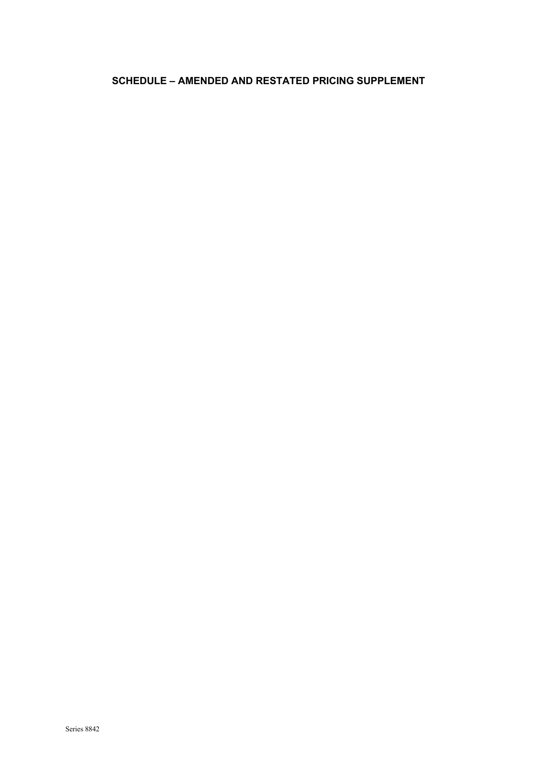# SCHEDULE – AMENDED AND RESTATED PRICING SUPPLEMENT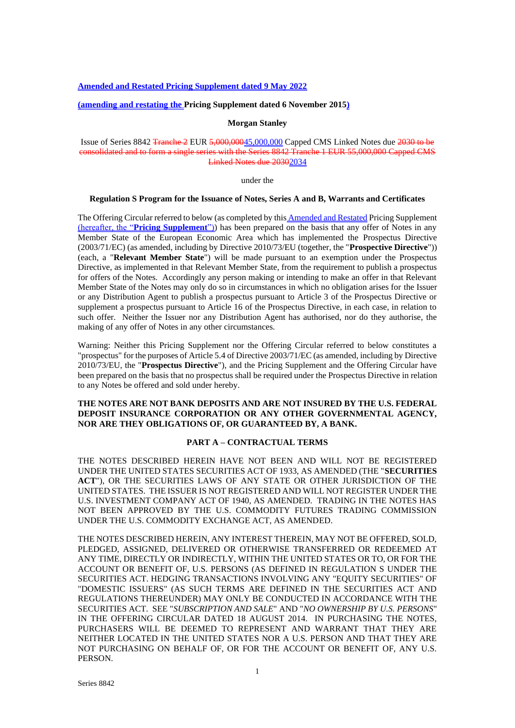**Amended and Restated Pricing Supplement dated 9 May 2022**

**(amending and restating the Pricing Supplement dated 6 November 2015)**

**Morgan Stanley**

Issue of Series 8842 ~~Tranche 2~~ EUR ~~5,000,000~~45,000,000 Capped CMS Linked Notes due ~~2030 to be consolidated and to form a single series with the Series 8842 Tranche 1 EUR 55,000,000 Capped CMS Linked Notes due 2030~~2034

under the

**Regulation S Program for the Issuance of Notes, Series A and B, Warrants and Certificates**

The Offering Circular referred to below (as completed by this Amended and Restated Pricing Supplement (hereafter, the "**Pricing Supplement**")) has been prepared on the basis that any offer of Notes in any Member State of the European Economic Area which has implemented the Prospectus Directive (2003/71/EC) (as amended, including by Directive 2010/73/EU (together, the "**Prospective Directive**")) (each, a "**Relevant Member State**") will be made pursuant to an exemption under the Prospectus Directive, as implemented in that Relevant Member State, from the requirement to publish a prospectus for offers of the Notes. Accordingly any person making or intending to make an offer in that Relevant Member State of the Notes may only do so in circumstances in which no obligation arises for the Issuer or any Distribution Agent to publish a prospectus pursuant to Article 3 of the Prospectus Directive or supplement a prospectus pursuant to Article 16 of the Prospectus Directive, in each case, in relation to such offer. Neither the Issuer nor any Distribution Agent has authorised, nor do they authorise, the making of any offer of Notes in any other circumstances.

Warning: Neither this Pricing Supplement nor the Offering Circular referred to below constitutes a "prospectus" for the purposes of Article 5.4 of Directive 2003/71/EC (as amended, including by Directive 2010/73/EU, the "**Prospectus Directive**"), and the Pricing Supplement and the Offering Circular have been prepared on the basis that no prospectus shall be required under the Prospectus Directive in relation to any Notes be offered and sold under hereby.

**THE NOTES ARE NOT BANK DEPOSITS AND ARE NOT INSURED BY THE U.S. FEDERAL DEPOSIT INSURANCE CORPORATION OR ANY OTHER GOVERNMENTAL AGENCY, NOR ARE THEY OBLIGATIONS OF, OR GUARANTEED BY, A BANK.**

## PART A – CONTRACTUAL TERMS

THE NOTES DESCRIBED HEREIN HAVE NOT BEEN AND WILL NOT BE REGISTERED UNDER THE UNITED STATES SECURITIES ACT OF 1933, AS AMENDED (THE "**SECURITIES ACT**"), OR THE SECURITIES LAWS OF ANY STATE OR OTHER JURISDICTION OF THE UNITED STATES. THE ISSUER IS NOT REGISTERED AND WILL NOT REGISTER UNDER THE U.S. INVESTMENT COMPANY ACT OF 1940, AS AMENDED. TRADING IN THE NOTES HAS NOT BEEN APPROVED BY THE U.S. COMMODITY FUTURES TRADING COMMISSION UNDER THE U.S. COMMODITY EXCHANGE ACT, AS AMENDED.

THE NOTES DESCRIBED HEREIN, ANY INTEREST THEREIN, MAY NOT BE OFFERED, SOLD, PLEDGED, ASSIGNED, DELIVERED OR OTHERWISE TRANSFERRED OR REDEEMED AT ANY TIME, DIRECTLY OR INDIRECTLY, WITHIN THE UNITED STATES OR TO, OR FOR THE ACCOUNT OR BENEFIT OF, U.S. PERSONS (AS DEFINED IN REGULATION S UNDER THE SECURITIES ACT. HEDGING TRANSACTIONS INVOLVING ANY "EQUITY SECURITIES" OF "DOMESTIC ISSUERS" (AS SUCH TERMS ARE DEFINED IN THE SECURITIES ACT AND REGULATIONS THEREUNDER) MAY ONLY BE CONDUCTED IN ACCORDANCE WITH THE SECURITIES ACT. SEE "*SUBSCRIPTION AND SALE*" AND "*NO OWNERSHIP BY U.S. PERSONS*" IN THE OFFERING CIRCULAR DATED 18 AUGUST 2014. IN PURCHASING THE NOTES, PURCHASERS WILL BE DEEMED TO REPRESENT AND WARRANT THAT THEY ARE NEITHER LOCATED IN THE UNITED STATES NOR A U.S. PERSON AND THAT THEY ARE NOT PURCHASING ON BEHALF OF, OR FOR THE ACCOUNT OR BENEFIT OF, ANY U.S. PERSON.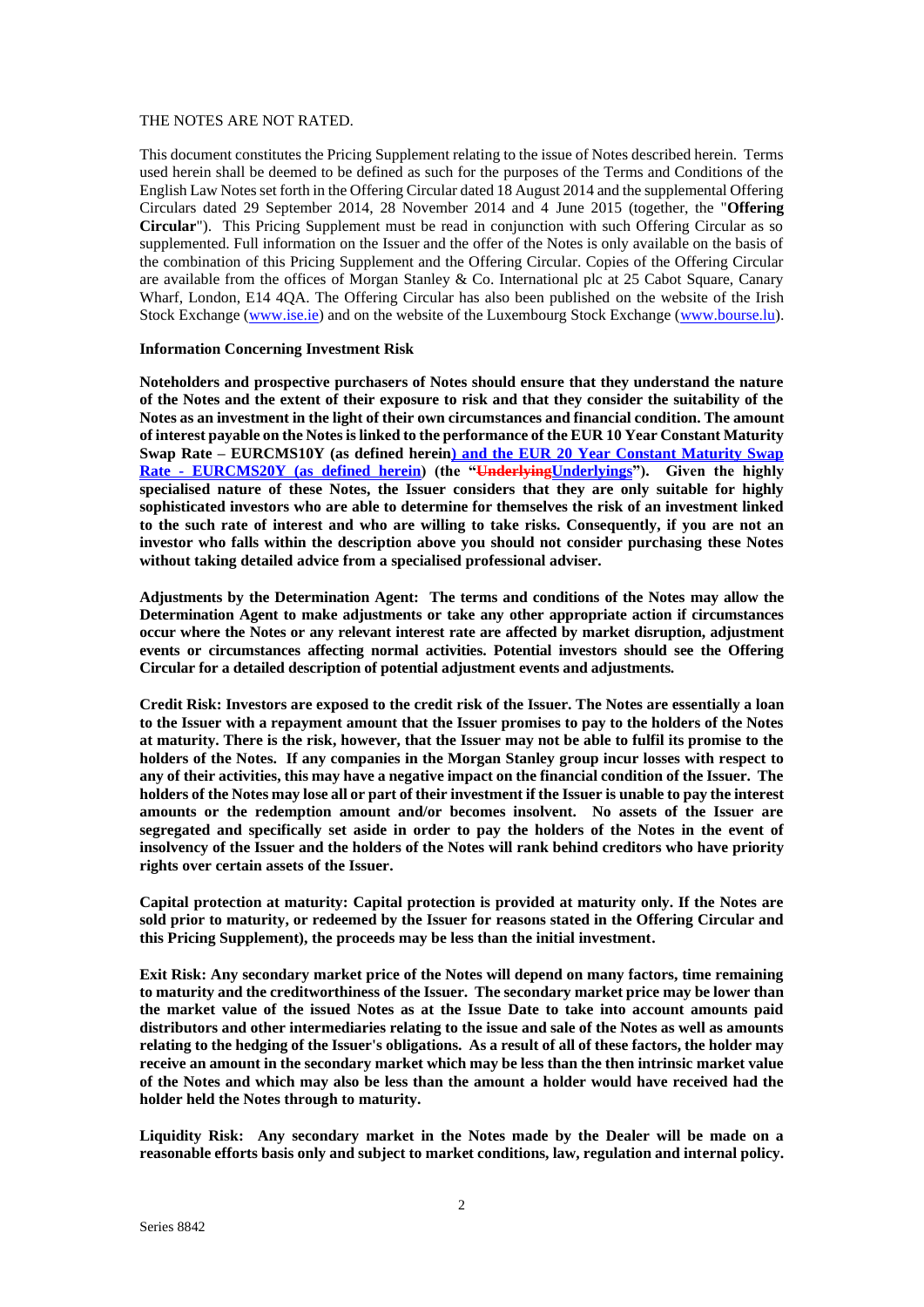THE NOTES ARE NOT RATED.

This document constitutes the Pricing Supplement relating to the issue of Notes described herein. Terms used herein shall be deemed to be defined as such for the purposes of the Terms and Conditions of the English Law Notes set forth in the Offering Circular dated 18 August 2014 and the supplemental Offering Circulars dated 29 September 2014, 28 November 2014 and 4 June 2015 (together, the "**Offering Circular**"). This Pricing Supplement must be read in conjunction with such Offering Circular as so supplemented. Full information on the Issuer and the offer of the Notes is only available on the basis of the combination of this Pricing Supplement and the Offering Circular. Copies of the Offering Circular are available from the offices of Morgan Stanley & Co. International plc at 25 Cabot Square, Canary Wharf, London, E14 4QA. The Offering Circular has also been published on the website of the Irish Stock Exchange (www.ise.ie) and on the website of the Luxembourg Stock Exchange (www.bourse.lu).

**Information Concerning Investment Risk**

**Noteholders and prospective purchasers of Notes should ensure that they understand the nature of the Notes and the extent of their exposure to risk and that they consider the suitability of the Notes as an investment in the light of their own circumstances and financial condition. The amount of interest payable on the Notes is linked to the performance of the EUR 10 Year Constant Maturity Swap Rate – EURCMS10Y (as defined herein) and the EUR 20 Year Constant Maturity Swap Rate - EURCMS20Y (as defined herein) (the "~~Underlying~~Underlyings"). Given the highly specialised nature of these Notes, the Issuer considers that they are only suitable for highly sophisticated investors who are able to determine for themselves the risk of an investment linked to the such rate of interest and who are willing to take risks. Consequently, if you are not an investor who falls within the description above you should not consider purchasing these Notes without taking detailed advice from a specialised professional adviser.**

**Adjustments by the Determination Agent: The terms and conditions of the Notes may allow the Determination Agent to make adjustments or take any other appropriate action if circumstances occur where the Notes or any relevant interest rate are affected by market disruption, adjustment events or circumstances affecting normal activities. Potential investors should see the Offering Circular for a detailed description of potential adjustment events and adjustments.**

**Credit Risk: Investors are exposed to the credit risk of the Issuer. The Notes are essentially a loan to the Issuer with a repayment amount that the Issuer promises to pay to the holders of the Notes at maturity. There is the risk, however, that the Issuer may not be able to fulfil its promise to the holders of the Notes. If any companies in the Morgan Stanley group incur losses with respect to any of their activities, this may have a negative impact on the financial condition of the Issuer. The holders of the Notes may lose all or part of their investment if the Issuer is unable to pay the interest amounts or the redemption amount and/or becomes insolvent. No assets of the Issuer are segregated and specifically set aside in order to pay the holders of the Notes in the event of insolvency of the Issuer and the holders of the Notes will rank behind creditors who have priority rights over certain assets of the Issuer.**

**Capital protection at maturity: Capital protection is provided at maturity only. If the Notes are sold prior to maturity, or redeemed by the Issuer for reasons stated in the Offering Circular and this Pricing Supplement), the proceeds may be less than the initial investment.**

**Exit Risk: Any secondary market price of the Notes will depend on many factors, time remaining to maturity and the creditworthiness of the Issuer. The secondary market price may be lower than the market value of the issued Notes as at the Issue Date to take into account amounts paid distributors and other intermediaries relating to the issue and sale of the Notes as well as amounts relating to the hedging of the Issuer's obligations. As a result of all of these factors, the holder may receive an amount in the secondary market which may be less than the then intrinsic market value of the Notes and which may also be less than the amount a holder would have received had the holder held the Notes through to maturity.**

**Liquidity Risk: Any secondary market in the Notes made by the Dealer will be made on a reasonable efforts basis only and subject to market conditions, law, regulation and internal policy.**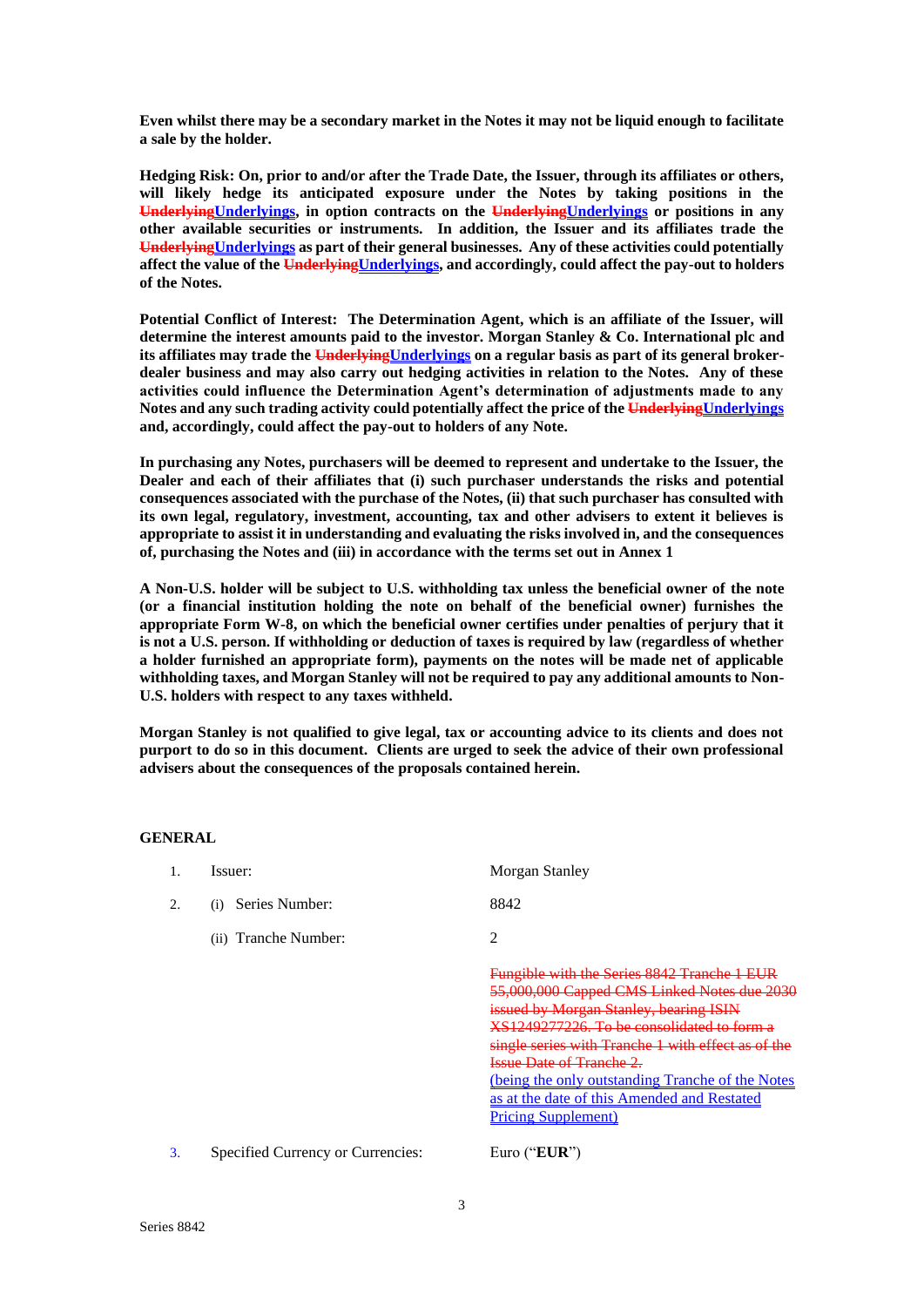**Even whilst there may be a secondary market in the Notes it may not be liquid enough to facilitate a sale by the holder.**

**Hedging Risk: On, prior to and/or after the Trade Date, the Issuer, through its affiliates or others, will likely hedge its anticipated exposure under the Notes by taking positions in the ~~Underlying~~Underlyings, in option contracts on the ~~Underlying~~Underlyings or positions in any other available securities or instruments. In addition, the Issuer and its affiliates trade the ~~Underlying~~Underlyings as part of their general businesses. Any of these activities could potentially affect the value of the ~~Underlying~~Underlyings, and accordingly, could affect the pay-out to holders of the Notes.**

**Potential Conflict of Interest: The Determination Agent, which is an affiliate of the Issuer, will determine the interest amounts paid to the investor. Morgan Stanley & Co. International plc and its affiliates may trade the ~~Underlying~~Underlyings on a regular basis as part of its general broker-dealer business and may also carry out hedging activities in relation to the Notes. Any of these activities could influence the Determination Agent's determination of adjustments made to any Notes and any such trading activity could potentially affect the price of the ~~Underlying~~Underlyings and, accordingly, could affect the pay-out to holders of any Note.**

**In purchasing any Notes, purchasers will be deemed to represent and undertake to the Issuer, the Dealer and each of their affiliates that (i) such purchaser understands the risks and potential consequences associated with the purchase of the Notes, (ii) that such purchaser has consulted with its own legal, regulatory, investment, accounting, tax and other advisers to extent it believes is appropriate to assist it in understanding and evaluating the risks involved in, and the consequences of, purchasing the Notes and (iii) in accordance with the terms set out in Annex 1**

**A Non-U.S. holder will be subject to U.S. withholding tax unless the beneficial owner of the note (or a financial institution holding the note on behalf of the beneficial owner) furnishes the appropriate Form W-8, on which the beneficial owner certifies under penalties of perjury that it is not a U.S. person. If withholding or deduction of taxes is required by law (regardless of whether a holder furnished an appropriate form), payments on the notes will be made net of applicable withholding taxes, and Morgan Stanley will not be required to pay any additional amounts to Non-U.S. holders with respect to any taxes withheld.**

**Morgan Stanley is not qualified to give legal, tax or accounting advice to its clients and does not purport to do so in this document. Clients are urged to seek the advice of their own professional advisers about the consequences of the proposals contained herein.**

## GENERAL

| | | |
|---|---|---|
| 1. | Issuer: | Morgan Stanley |
| 2. | (i) Series Number: | 8842 |
| | (ii) Tranche Number: | 2 |
| | | ~~Fungible with the Series 8842 Tranche 1 EUR 55,000,000 Capped CMS Linked Notes due 2030 issued by Morgan Stanley, bearing ISIN XS1249277226. To be consolidated to form a single series with Tranche 1 with effect as of the Issue Date of Tranche 2.~~ (being the only outstanding Tranche of the Notes as at the date of this Amended and Restated Pricing Supplement) |
| 3. | Specified Currency or Currencies: | Euro ("**EUR**") |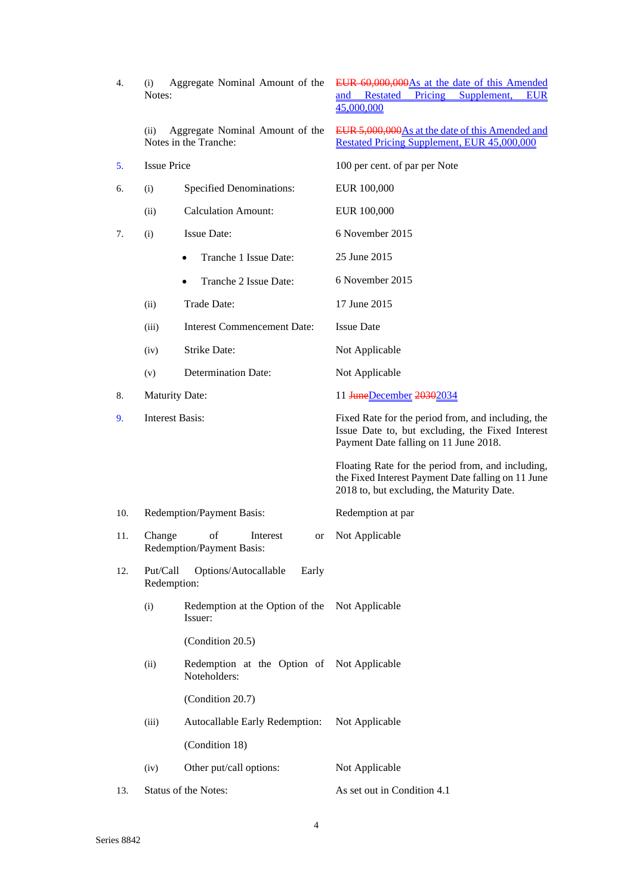| | | | |
|---|---|---|---|
| 4. | (i) | Aggregate Nominal Amount of the Notes: | ~~EUR 60,000,000~~As at the date of this Amended and Restated Pricing Supplement, EUR 45,000,000 |
| | (ii) | Aggregate Nominal Amount of the Notes in the Tranche: | ~~EUR 5,000,000~~As at the date of this Amended and Restated Pricing Supplement, EUR 45,000,000 |
| 5. | | Issue Price | 100 per cent. of par per Note |
| 6. | (i) | Specified Denominations: | EUR 100,000 |
| | (ii) | Calculation Amount: | EUR 100,000 |
| 7. | (i) | Issue Date: | 6 November 2015 |
| | | • Tranche 1 Issue Date: | 25 June 2015 |
| | | • Tranche 2 Issue Date: | 6 November 2015 |
| | (ii) | Trade Date: | 17 June 2015 |
| | (iii) | Interest Commencement Date: | Issue Date |
| | (iv) | Strike Date: | Not Applicable |
| | (v) | Determination Date: | Not Applicable |
| 8. | | Maturity Date: | 11 ~~June~~December ~~2030~~2034 |
| 9. | | Interest Basis: | Fixed Rate for the period from, and including, the Issue Date to, but excluding, the Fixed Interest Payment Date falling on 11 June 2018.<br><br>Floating Rate for the period from, and including, the Fixed Interest Payment Date falling on 11 June 2018 to, but excluding, the Maturity Date. |
| 10. | | Redemption/Payment Basis: | Redemption at par |
| 11. | | Change of Interest or Redemption/Payment Basis: | Not Applicable |
| 12. | | Put/Call Options/Autocallable Early Redemption: | |
| | (i) | Redemption at the Option of the Issuer:<br><br>(Condition 20.5) | Not Applicable |
| | (ii) | Redemption at the Option of Noteholders:<br><br>(Condition 20.7) | Not Applicable |
| | (iii) | Autocallable Early Redemption:<br><br>(Condition 18) | Not Applicable |
| | (iv) | Other put/call options: | Not Applicable |
| 13. | | Status of the Notes: | As set out in Condition 4.1 |

Series 8842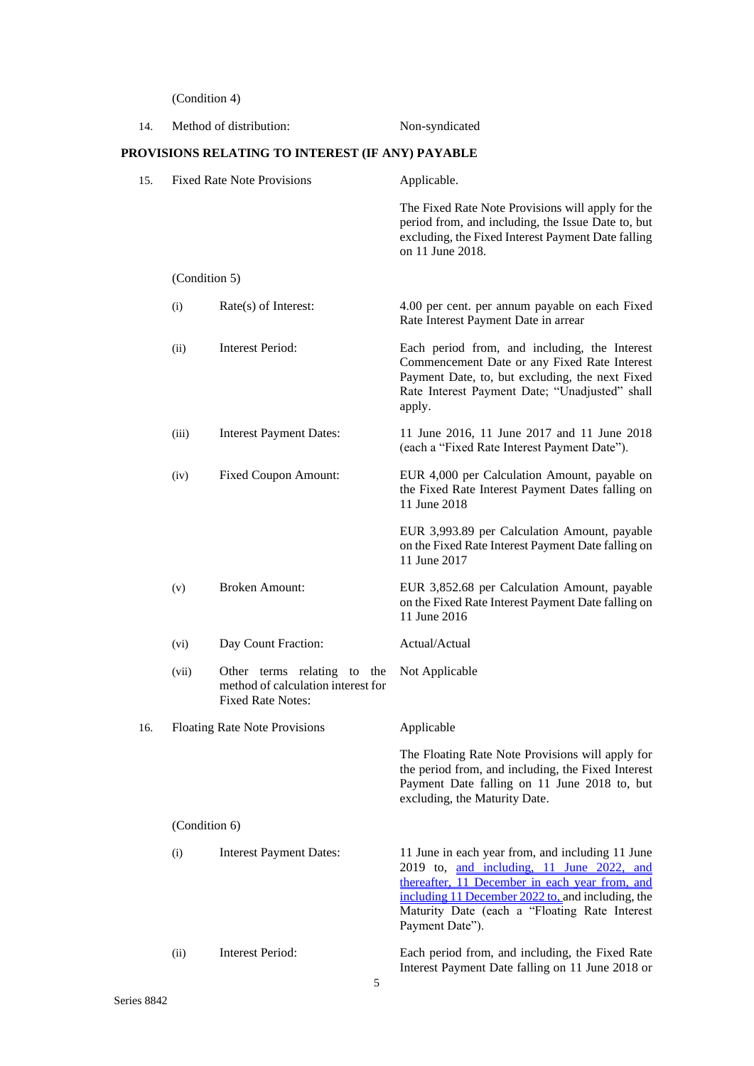(Condition 4)

| | | |
|---|---|---|
| 14. | Method of distribution: | Non-syndicated |

**PROVISIONS RELATING TO INTEREST (IF ANY) PAYABLE**

| | | | |
|---|---|---|---|
| 15. | Fixed Rate Note Provisions | | Applicable. |
| | | | The Fixed Rate Note Provisions will apply for the period from, and including, the Issue Date to, but excluding, the Fixed Interest Payment Date falling on 11 June 2018. |
| | (Condition 5) | | |
| | (i) | Rate(s) of Interest: | 4.00 per cent. per annum payable on each Fixed Rate Interest Payment Date in arrear |
| | (ii) | Interest Period: | Each period from, and including, the Interest Commencement Date or any Fixed Rate Interest Payment Date, to, but excluding, the next Fixed Rate Interest Payment Date; "Unadjusted" shall apply. |
| | (iii) | Interest Payment Dates: | 11 June 2016, 11 June 2017 and 11 June 2018 (each a "Fixed Rate Interest Payment Date"). |
| | (iv) | Fixed Coupon Amount: | EUR 4,000 per Calculation Amount, payable on the Fixed Rate Interest Payment Dates falling on 11 June 2018 |
| | | | EUR 3,993.89 per Calculation Amount, payable on the Fixed Rate Interest Payment Date falling on 11 June 2017 |
| | (v) | Broken Amount: | EUR 3,852.68 per Calculation Amount, payable on the Fixed Rate Interest Payment Date falling on 11 June 2016 |
| | (vi) | Day Count Fraction: | Actual/Actual |
| | (vii) | Other terms relating to the method of calculation interest for Fixed Rate Notes: | Not Applicable |
| 16. | Floating Rate Note Provisions | | Applicable |
| | | | The Floating Rate Note Provisions will apply for the period from, and including, the Fixed Interest Payment Date falling on 11 June 2018 to, but excluding, the Maturity Date. |
| | (Condition 6) | | |
| | (i) | Interest Payment Dates: | 11 June in each year from, and including 11 June 2019 to, and including, 11 June 2022, and thereafter, 11 December in each year from, and including 11 December 2022 to, and including, the Maturity Date (each a "Floating Rate Interest Payment Date"). |
| | (ii) | Interest Period: | Each period from, and including, the Fixed Rate Interest Payment Date falling on 11 June 2018 or |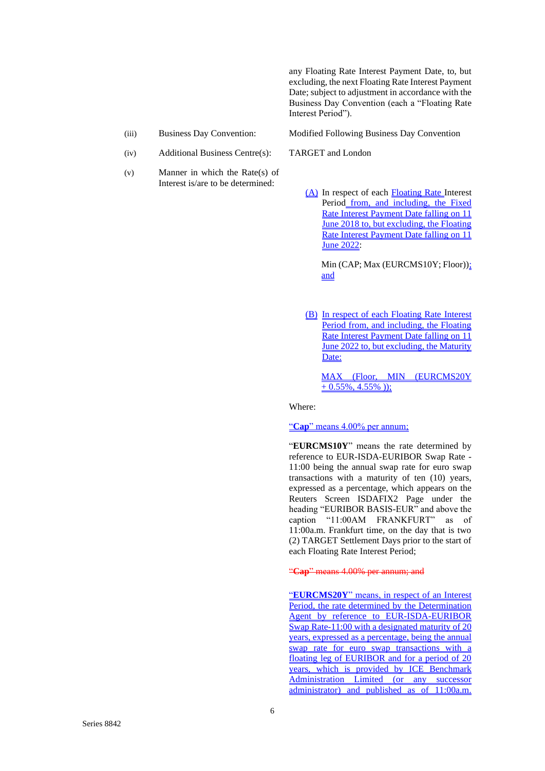any Floating Rate Interest Payment Date, to, but excluding, the next Floating Rate Interest Payment Date; subject to adjustment in accordance with the Business Day Convention (each a "Floating Rate Interest Period").

| | | |
|---|---|---|
| (iii) | Business Day Convention: | Modified Following Business Day Convention |
| (iv) | Additional Business Centre(s): | TARGET and London |
| (v) | Manner in which the Rate(s) of Interest is/are to be determined: | |

(A) In respect of each Floating Rate Interest Period from, and including, the Fixed Rate Interest Payment Date falling on 11 June 2018 to, but excluding, the Floating Rate Interest Payment Date falling on 11 June 2022:

Min (CAP; Max (EURCMS10Y; Floor)); and

(B) In respect of each Floating Rate Interest Period from, and including, the Floating Rate Interest Payment Date falling on 11 June 2022 to, but excluding, the Maturity Date:

MAX (Floor, MIN (EURCMS20Y + 0.55%, 4.55% ));

Where:

"**Cap**" means 4.00% per annum;

"**EURCMS10Y**" means the rate determined by reference to EUR-ISDA-EURIBOR Swap Rate - 11:00 being the annual swap rate for euro swap transactions with a maturity of ten (10) years, expressed as a percentage, which appears on the Reuters Screen ISDAFIX2 Page under the heading "EURIBOR BASIS-EUR" and above the caption "11:00AM FRANKFURT" as of 11:00a.m. Frankfurt time, on the day that is two (2) TARGET Settlement Days prior to the start of each Floating Rate Interest Period;

~~"**Cap**" means 4.00% per annum; and~~

"**EURCMS20Y**" means, in respect of an Interest Period, the rate determined by the Determination Agent by reference to EUR-ISDA-EURIBOR Swap Rate-11:00 with a designated maturity of 20 years, expressed as a percentage, being the annual swap rate for euro swap transactions with a floating leg of EURIBOR and for a period of 20 years, which is provided by ICE Benchmark Administration Limited (or any successor administrator) and published as of 11:00a.m.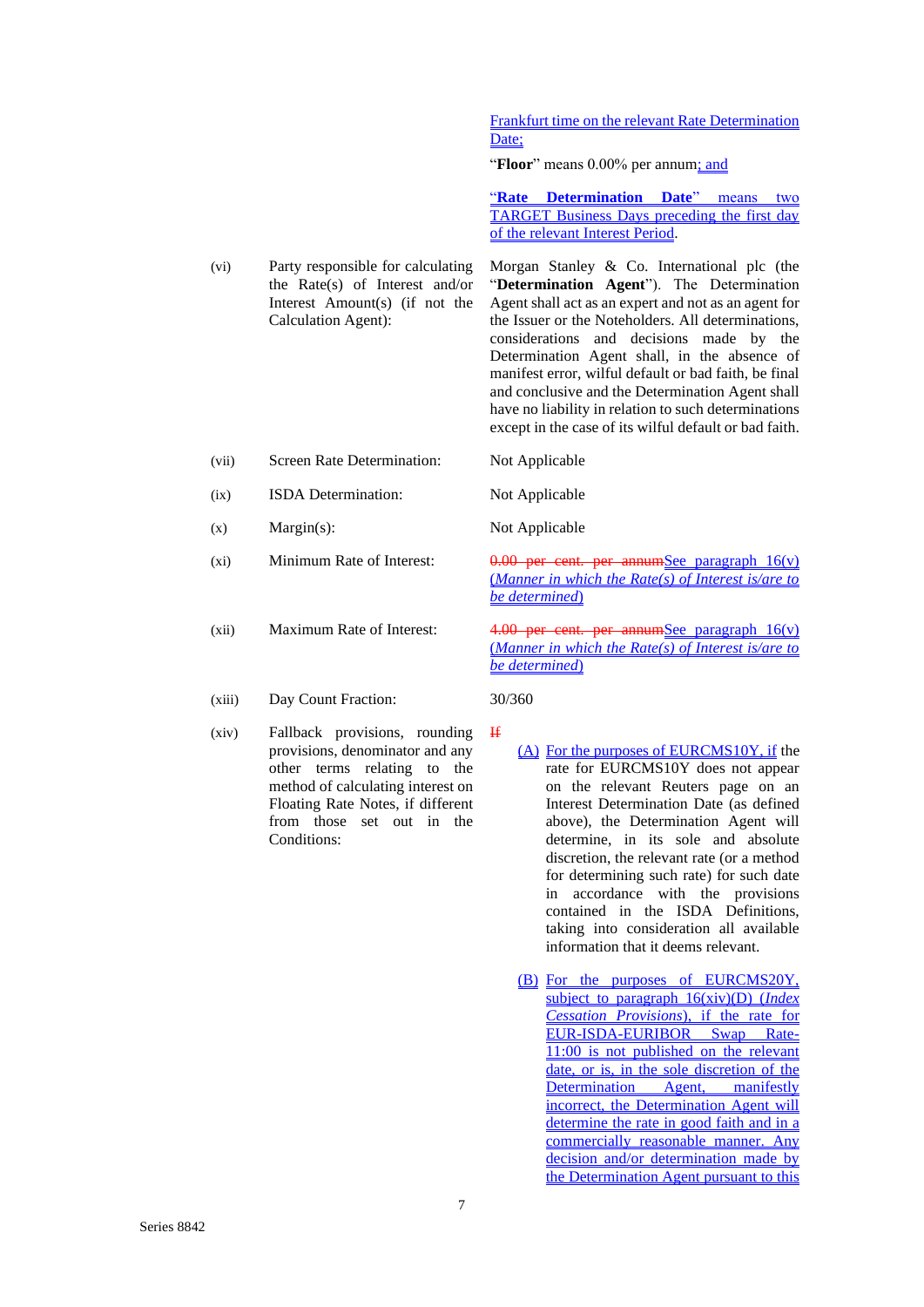Frankfurt time on the relevant Rate Determination Date;

"**Floor**" means 0.00% per annum; and

"**Rate Determination Date**" means two TARGET Business Days preceding the first day of the relevant Interest Period.

| | | |
|---|---|---|
| (vi) | Party responsible for calculating the Rate(s) of Interest and/or Interest Amount(s) (if not the Calculation Agent): | Morgan Stanley & Co. International plc (the "**Determination Agent**"). The Determination Agent shall act as an expert and not as an agent for the Issuer or the Noteholders. All determinations, considerations and decisions made by the Determination Agent shall, in the absence of manifest error, wilful default or bad faith, be final and conclusive and the Determination Agent shall have no liability in relation to such determinations except in the case of its wilful default or bad faith. |
| (vii) | Screen Rate Determination: | Not Applicable |
| (ix) | ISDA Determination: | Not Applicable |
| (x) | Margin(s): | Not Applicable |
| (xi) | Minimum Rate of Interest: | ~~0.00 per cent. per annum~~See paragraph 16(v) (*Manner in which the Rate(s) of Interest is/are to be determined*) |
| (xii) | Maximum Rate of Interest: | ~~4.00 per cent. per annum~~See paragraph 16(v) (*Manner in which the Rate(s) of Interest is/are to be determined*) |
| (xiii) | Day Count Fraction: | 30/360 |
| (xiv) | Fallback provisions, rounding provisions, denominator and any other terms relating to the method of calculating interest on Floating Rate Notes, if different from those set out in the Conditions: | ~~If~~ |

(A) For the purposes of EURCMS10Y, if the rate for EURCMS10Y does not appear on the relevant Reuters page on an Interest Determination Date (as defined above), the Determination Agent will determine, in its sole and absolute discretion, the relevant rate (or a method for determining such rate) for such date in accordance with the provisions contained in the ISDA Definitions, taking into consideration all available information that it deems relevant.

(B) For the purposes of EURCMS20Y, subject to paragraph 16(xiv)(D) (*Index Cessation Provisions*), if the rate for EUR-ISDA-EURIBOR Swap Rate-11:00 is not published on the relevant date, or is, in the sole discretion of the Determination Agent, manifestly incorrect, the Determination Agent will determine the rate in good faith and in a commercially reasonable manner. Any decision and/or determination made by the Determination Agent pursuant to this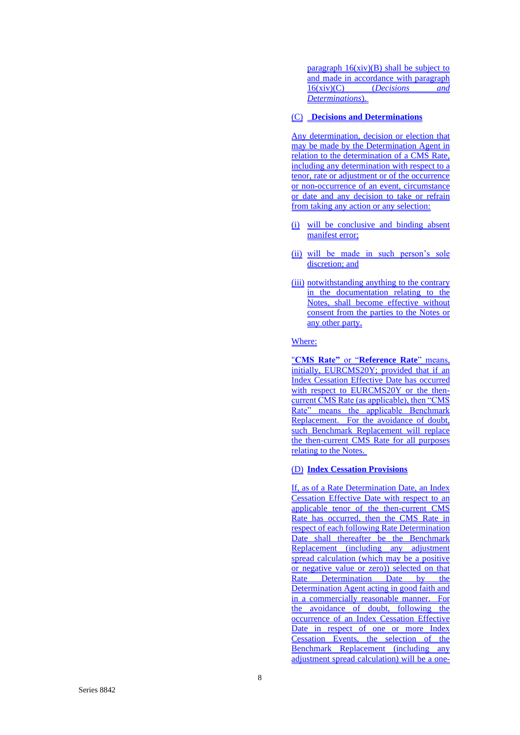paragraph 16(xiv)(B) shall be subject to and made in accordance with paragraph 16(xiv)(C) (*Decisions and Determinations*).

(C) **Decisions and Determinations**

Any determination, decision or election that may be made by the Determination Agent in relation to the determination of a CMS Rate, including any determination with respect to a tenor, rate or adjustment or of the occurrence or non-occurrence of an event, circumstance or date and any decision to take or refrain from taking any action or any selection:

(i) will be conclusive and binding absent manifest error;

(ii) will be made in such person's sole discretion; and

(iii) notwithstanding anything to the contrary in the documentation relating to the Notes, shall become effective without consent from the parties to the Notes or any other party.

Where:

"**CMS Rate**" or "**Reference Rate**" means, initially, EURCMS20Y; provided that if an Index Cessation Effective Date has occurred with respect to EURCMS20Y or the then-current CMS Rate (as applicable), then "CMS Rate" means the applicable Benchmark Replacement. For the avoidance of doubt, such Benchmark Replacement will replace the then-current CMS Rate for all purposes relating to the Notes.

(D) **Index Cessation Provisions**

If, as of a Rate Determination Date, an Index Cessation Effective Date with respect to an applicable tenor of the then-current CMS Rate has occurred, then the CMS Rate in respect of each following Rate Determination Date shall thereafter be the Benchmark Replacement (including any adjustment spread calculation (which may be a positive or negative value or zero)) selected on that Rate Determination Date by the Determination Agent acting in good faith and in a commercially reasonable manner. For the avoidance of doubt, following the occurrence of an Index Cessation Effective Date in respect of one or more Index Cessation Events, the selection of the Benchmark Replacement (including any adjustment spread calculation) will be a one-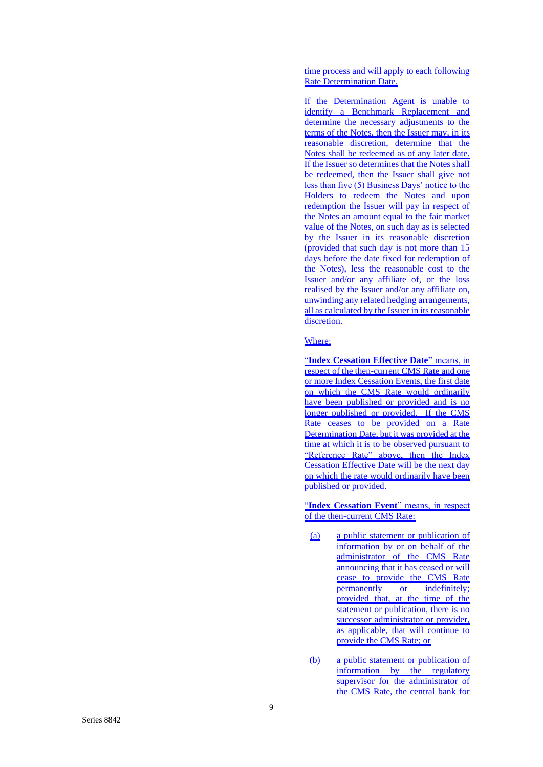time process and will apply to each following Rate Determination Date.

If the Determination Agent is unable to identify a Benchmark Replacement and determine the necessary adjustments to the terms of the Notes, then the Issuer may, in its reasonable discretion, determine that the Notes shall be redeemed as of any later date. If the Issuer so determines that the Notes shall be redeemed, then the Issuer shall give not less than five (5) Business Days' notice to the Holders to redeem the Notes and upon redemption the Issuer will pay in respect of the Notes an amount equal to the fair market value of the Notes, on such day as is selected by the Issuer in its reasonable discretion (provided that such day is not more than 15 days before the date fixed for redemption of the Notes), less the reasonable cost to the Issuer and/or any affiliate of, or the loss realised by the Issuer and/or any affiliate on, unwinding any related hedging arrangements, all as calculated by the Issuer in its reasonable discretion.

Where:

"**Index Cessation Effective Date**" means, in respect of the then-current CMS Rate and one or more Index Cessation Events, the first date on which the CMS Rate would ordinarily have been published or provided and is no longer published or provided. If the CMS Rate ceases to be provided on a Rate Determination Date, but it was provided at the time at which it is to be observed pursuant to "Reference Rate" above, then the Index Cessation Effective Date will be the next day on which the rate would ordinarily have been published or provided.

"**Index Cessation Event**" means, in respect of the then-current CMS Rate:

(a) a public statement or publication of information by or on behalf of the administrator of the CMS Rate announcing that it has ceased or will cease to provide the CMS Rate permanently or indefinitely; provided that, at the time of the statement or publication, there is no successor administrator or provider, as applicable, that will continue to provide the CMS Rate; or

(b) a public statement or publication of information by the regulatory supervisor for the administrator of the CMS Rate, the central bank for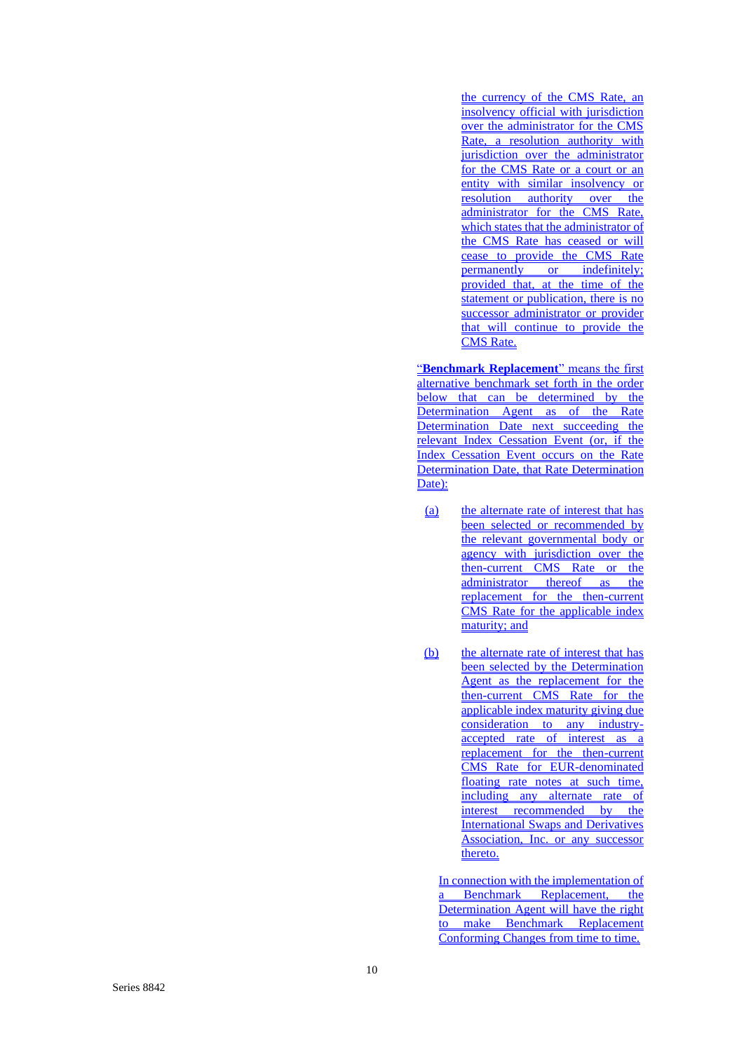the currency of the CMS Rate, an insolvency official with jurisdiction over the administrator for the CMS Rate, a resolution authority with jurisdiction over the administrator for the CMS Rate or a court or an entity with similar insolvency or resolution authority over the administrator for the CMS Rate, which states that the administrator of the CMS Rate has ceased or will cease to provide the CMS Rate permanently or indefinitely; provided that, at the time of the statement or publication, there is no successor administrator or provider that will continue to provide the CMS Rate.

"**Benchmark Replacement**" means the first alternative benchmark set forth in the order below that can be determined by the Determination Agent as of the Rate Determination Date next succeeding the relevant Index Cessation Event (or, if the Index Cessation Event occurs on the Rate Determination Date, that Rate Determination Date):

(a) the alternate rate of interest that has been selected or recommended by the relevant governmental body or agency with jurisdiction over the then-current CMS Rate or the administrator thereof as the replacement for the then-current CMS Rate for the applicable index maturity; and

(b) the alternate rate of interest that has been selected by the Determination Agent as the replacement for the then-current CMS Rate for the applicable index maturity giving due consideration to any industry-accepted rate of interest as a replacement for the then-current CMS Rate for EUR-denominated floating rate notes at such time, including any alternate rate of interest recommended by the International Swaps and Derivatives Association, Inc. or any successor thereto.

In connection with the implementation of a Benchmark Replacement, the Determination Agent will have the right to make Benchmark Replacement Conforming Changes from time to time.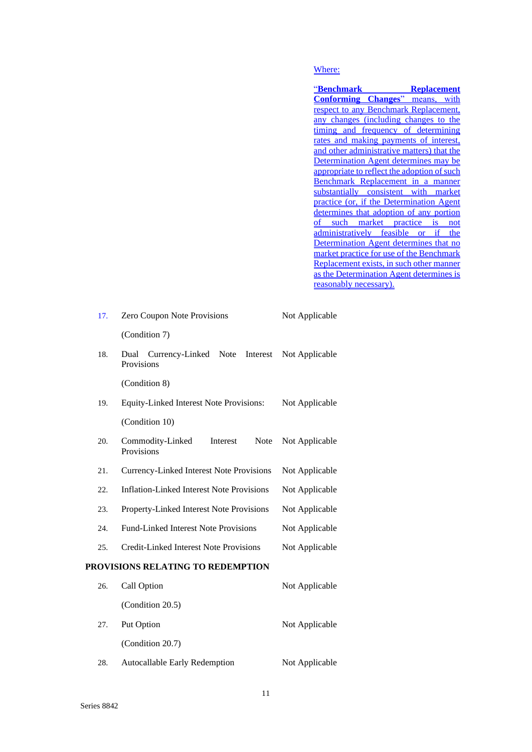Where:

"**Benchmark Replacement Conforming Changes**" means, with respect to any Benchmark Replacement, any changes (including changes to the timing and frequency of determining rates and making payments of interest, and other administrative matters) that the Determination Agent determines may be appropriate to reflect the adoption of such Benchmark Replacement in a manner substantially consistent with market practice (or, if the Determination Agent determines that adoption of any portion of such market practice is not administratively feasible or if the Determination Agent determines that no market practice for use of the Benchmark Replacement exists, in such other manner as the Determination Agent determines is reasonably necessary).

| | | |
|---|---|---|
| 17. | Zero Coupon Note Provisions<br><br>(Condition 7) | Not Applicable |
| 18. | Dual Currency-Linked Note Interest Provisions<br><br>(Condition 8) | Not Applicable |
| 19. | Equity-Linked Interest Note Provisions:<br><br>(Condition 10) | Not Applicable |
| 20. | Commodity-Linked Interest Note Provisions | Not Applicable |
| 21. | Currency-Linked Interest Note Provisions | Not Applicable |
| 22. | Inflation-Linked Interest Note Provisions | Not Applicable |
| 23. | Property-Linked Interest Note Provisions | Not Applicable |
| 24. | Fund-Linked Interest Note Provisions | Not Applicable |
| 25. | Credit-Linked Interest Note Provisions | Not Applicable |

**PROVISIONS RELATING TO REDEMPTION**

| | | |
|---|---|---|
| 26. | Call Option<br><br>(Condition 20.5) | Not Applicable |
| 27. | Put Option<br><br>(Condition 20.7) | Not Applicable |
| 28. | Autocallable Early Redemption | Not Applicable |

Series 8842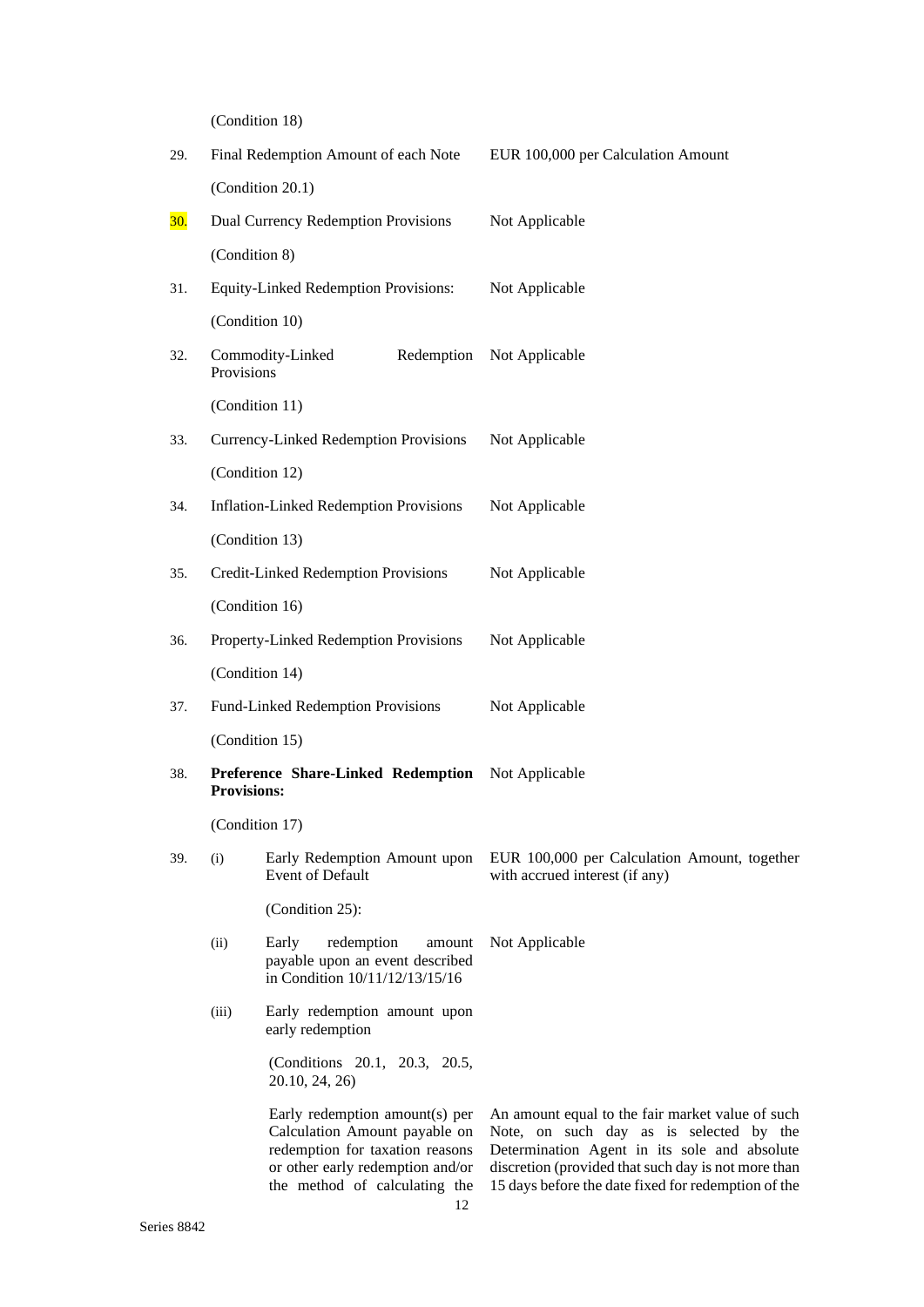(Condition 18)

| | | |
|---|---|---|
| 29. | Final Redemption Amount of each Note<br><br>(Condition 20.1) | EUR 100,000 per Calculation Amount |
| 30. | Dual Currency Redemption Provisions<br><br>(Condition 8) | Not Applicable |
| 31. | Equity-Linked Redemption Provisions:<br><br>(Condition 10) | Not Applicable |
| 32. | Commodity-Linked Redemption Provisions<br><br>(Condition 11) | Not Applicable |
| 33. | Currency-Linked Redemption Provisions<br><br>(Condition 12) | Not Applicable |
| 34. | Inflation-Linked Redemption Provisions<br><br>(Condition 13) | Not Applicable |
| 35. | Credit-Linked Redemption Provisions<br><br>(Condition 16) | Not Applicable |
| 36. | Property-Linked Redemption Provisions<br><br>(Condition 14) | Not Applicable |
| 37. | Fund-Linked Redemption Provisions<br><br>(Condition 15) | Not Applicable |
| 38. | **Preference Share-Linked Redemption Provisions:**<br><br>(Condition 17) | Not Applicable |
| 39. | (i) Early Redemption Amount upon Event of Default<br><br>(Condition 25): | EUR 100,000 per Calculation Amount, together with accrued interest (if any) |
| | (ii) Early redemption amount payable upon an event described in Condition 10/11/12/13/15/16 | Not Applicable |
| | (iii) Early redemption amount upon early redemption<br><br>(Conditions 20.1, 20.3, 20.5, 20.10, 24, 26)<br><br>Early redemption amount(s) per Calculation Amount payable on redemption for taxation reasons or other early redemption and/or the method of calculating the | An amount equal to the fair market value of such Note, on such day as is selected by the Determination Agent in its sole and absolute discretion (provided that such day is not more than 15 days before the date fixed for redemption of the |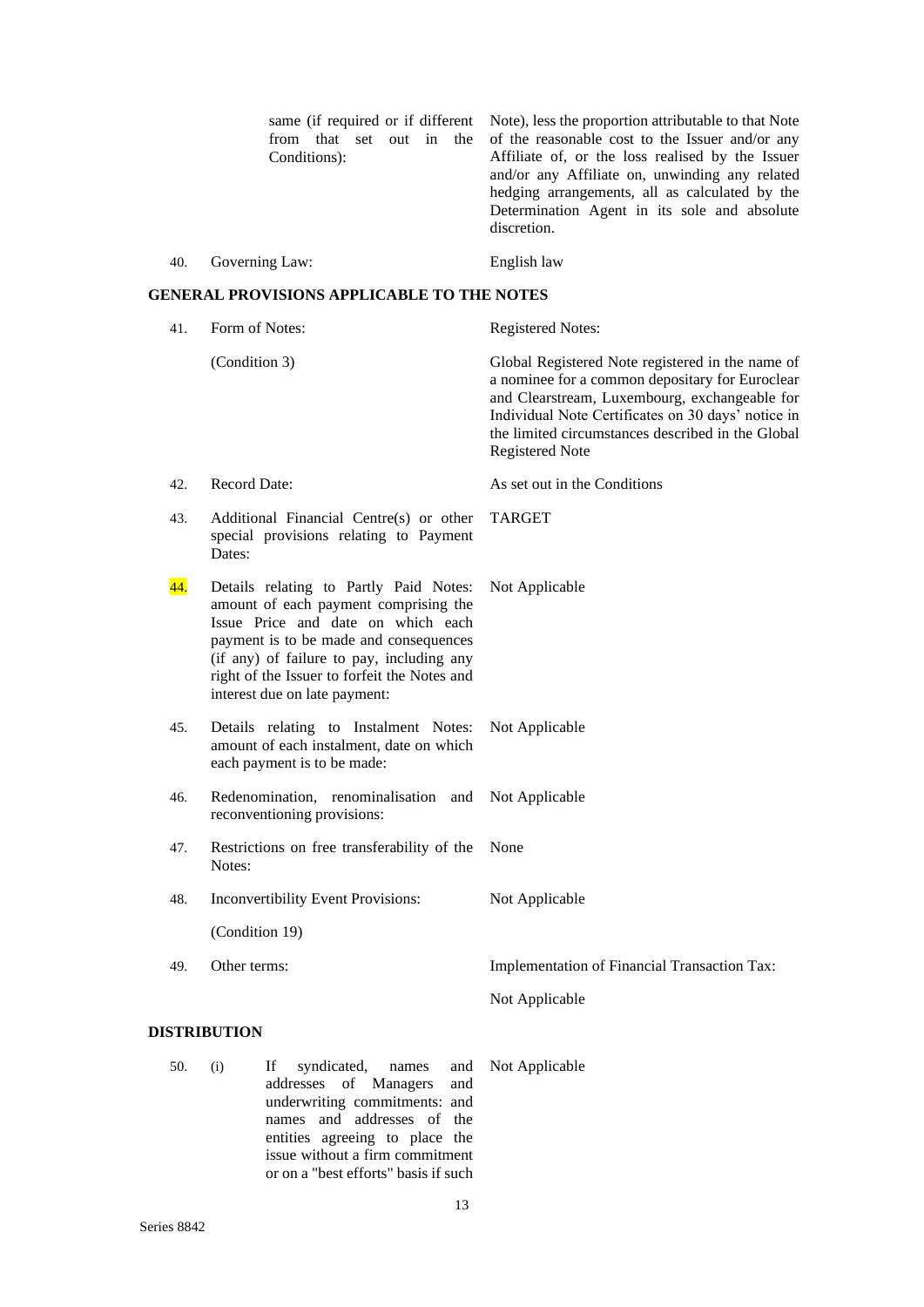| | | |
|---|---|---|
| | same (if required or if different from that set out in the Conditions): | Note), less the proportion attributable to that Note of the reasonable cost to the Issuer and/or any Affiliate of, or the loss realised by the Issuer and/or any Affiliate on, unwinding any related hedging arrangements, all as calculated by the Determination Agent in its sole and absolute discretion. |
| 40. | Governing Law: | English law |

**GENERAL PROVISIONS APPLICABLE TO THE NOTES**

| | | |
|---|---|---|
| 41. | Form of Notes: | Registered Notes: |
| | (Condition 3) | Global Registered Note registered in the name of a nominee for a common depositary for Euroclear and Clearstream, Luxembourg, exchangeable for Individual Note Certificates on 30 days' notice in the limited circumstances described in the Global Registered Note |
| 42. | Record Date: | As set out in the Conditions |
| 43. | Additional Financial Centre(s) or other special provisions relating to Payment Dates: | TARGET |
| 44. | Details relating to Partly Paid Notes: amount of each payment comprising the Issue Price and date on which each payment is to be made and consequences (if any) of failure to pay, including any right of the Issuer to forfeit the Notes and interest due on late payment: | Not Applicable |
| 45. | Details relating to Instalment Notes: amount of each instalment, date on which each payment is to be made: | Not Applicable |
| 46. | Redenomination, renominalisation and reconventioning provisions: | Not Applicable |
| 47. | Restrictions on free transferability of the Notes: | None |
| 48. | Inconvertibility Event Provisions: | Not Applicable |
| | (Condition 19) | |
| 49. | Other terms: | Implementation of Financial Transaction Tax: |
| | | Not Applicable |

**DISTRIBUTION**

| | | |
|---|---|---|
| 50. | (i) If syndicated, names and addresses of Managers and underwriting commitments: and names and addresses of the entities agreeing to place the issue without a firm commitment or on a "best efforts" basis if such | Not Applicable |

Series 8842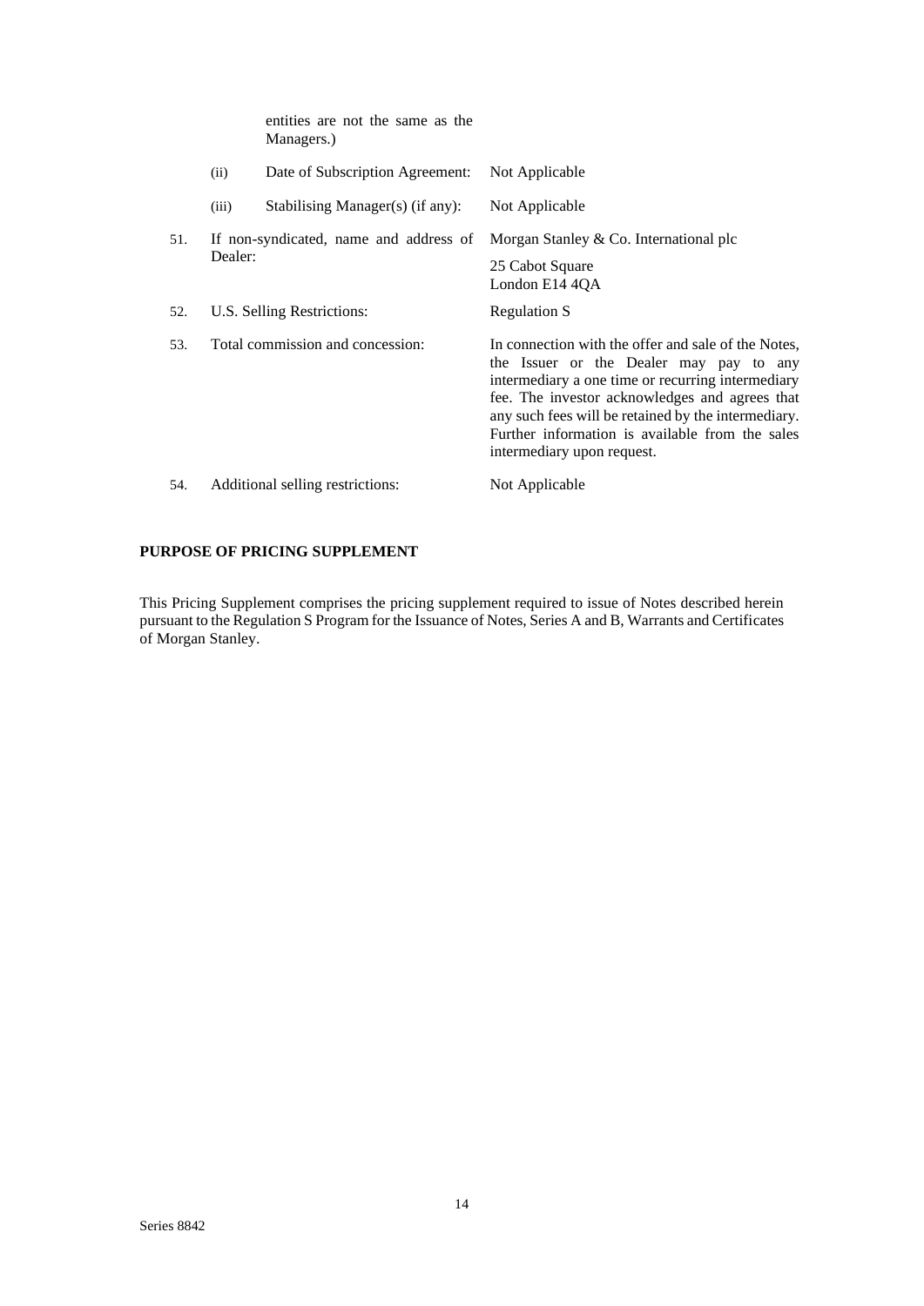| | | | |
|---|---|---|---|
| | | entities are not the same as the Managers.) | |
| | (ii) | Date of Subscription Agreement: | Not Applicable |
| | (iii) | Stabilising Manager(s) (if any): | Not Applicable |
| 51. | If non-syndicated, name and address of Dealer: | | Morgan Stanley & Co. International plc<br>25 Cabot Square<br>London E14 4QA |
| 52. | U.S. Selling Restrictions: | | Regulation S |
| 53. | Total commission and concession: | | In connection with the offer and sale of the Notes, the Issuer or the Dealer may pay to any intermediary a one time or recurring intermediary fee. The investor acknowledges and agrees that any such fees will be retained by the intermediary. Further information is available from the sales intermediary upon request. |
| 54. | Additional selling restrictions: | | Not Applicable |

**PURPOSE OF PRICING SUPPLEMENT**

This Pricing Supplement comprises the pricing supplement required to issue of Notes described herein pursuant to the Regulation S Program for the Issuance of Notes, Series A and B, Warrants and Certificates of Morgan Stanley.

Series 8842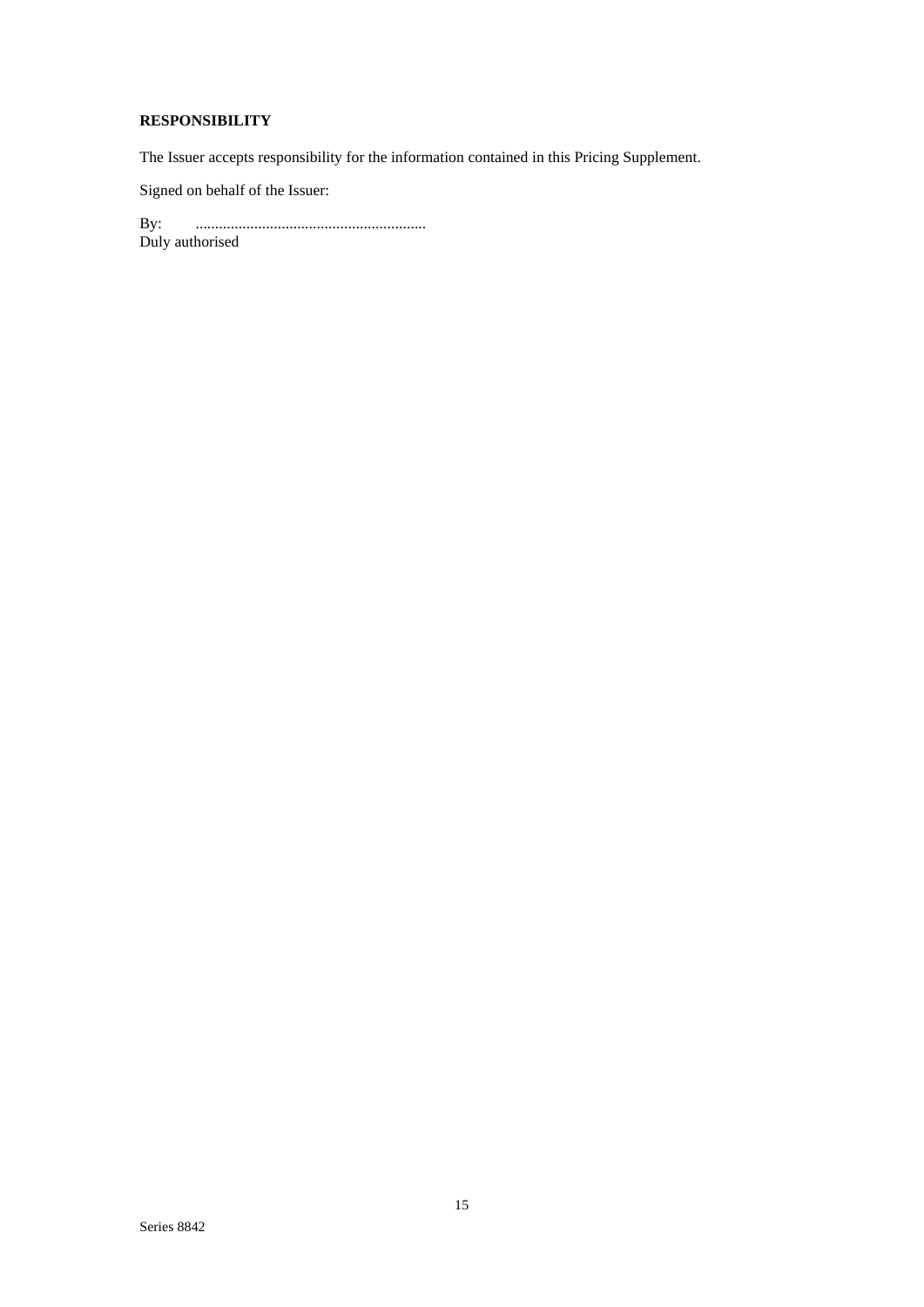**RESPONSIBILITY**

The Issuer accepts responsibility for the information contained in this Pricing Supplement.

Signed on behalf of the Issuer:

By: ...........................................................
Duly authorised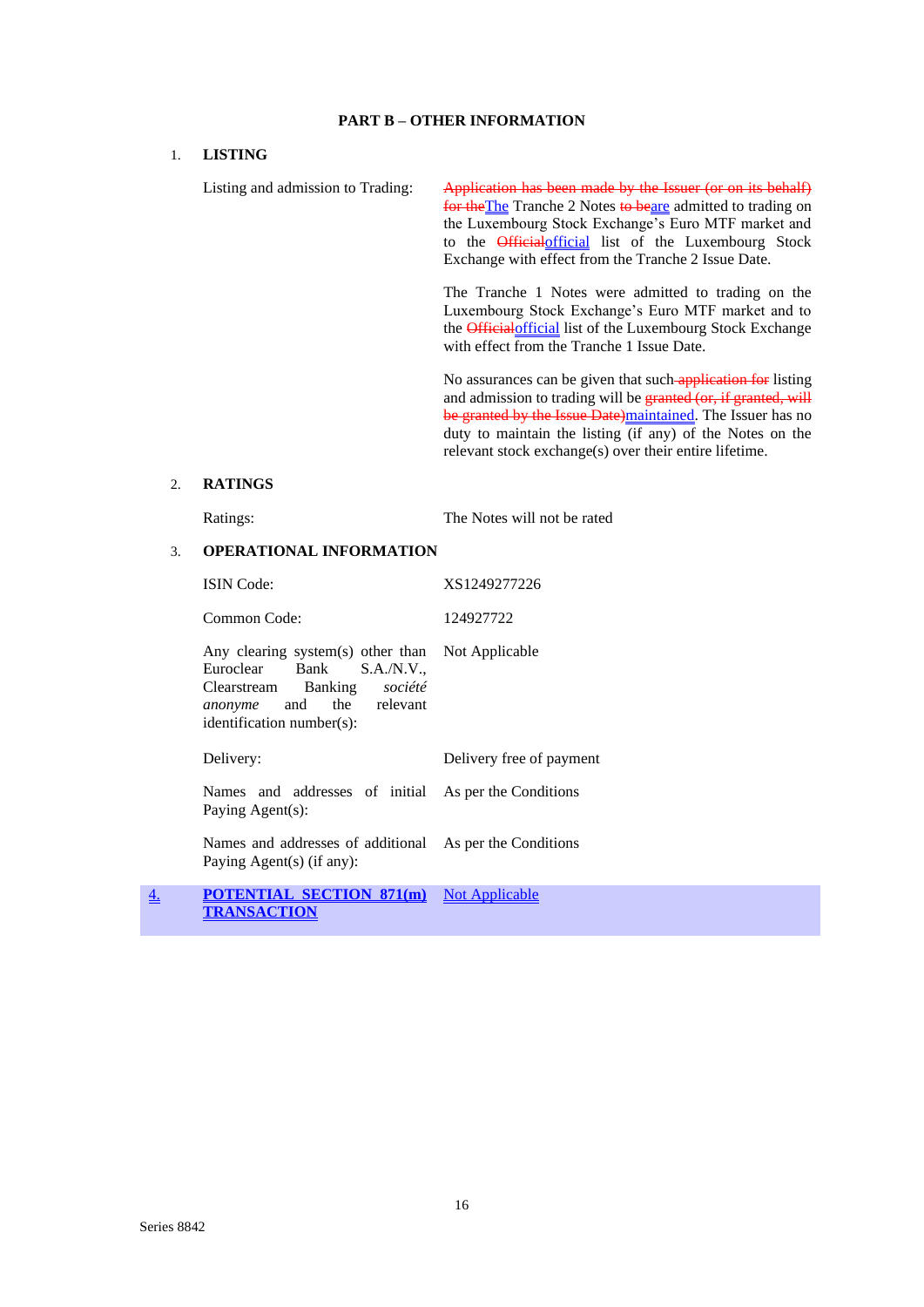## PART B – OTHER INFORMATION

### 1. LISTING

| | |
|---|---|
| Listing and admission to Trading: | ~~Application has been made by the Issuer (or on its behalf) for the~~The Tranche 2 Notes ~~to be~~are admitted to trading on the Luxembourg Stock Exchange's Euro MTF market and to the ~~Official~~official list of the Luxembourg Stock Exchange with effect from the Tranche 2 Issue Date. |
| | The Tranche 1 Notes were admitted to trading on the Luxembourg Stock Exchange's Euro MTF market and to the ~~Official~~official list of the Luxembourg Stock Exchange with effect from the Tranche 1 Issue Date. |
| | No assurances can be given that such ~~application for~~ listing and admission to trading will be ~~granted (or, if granted, will be granted by the Issue Date)~~maintained. The Issuer has no duty to maintain the listing (if any) of the Notes on the relevant stock exchange(s) over their entire lifetime. |

### 2. RATINGS

| | |
|---|---|
| Ratings: | The Notes will not be rated |

### 3. OPERATIONAL INFORMATION

| | |
|---|---|
| ISIN Code: | XS1249277226 |
| Common Code: | 124927722 |
| Any clearing system(s) other than Euroclear Bank S.A./N.V., Clearstream Banking *société anonyme* and the relevant identification number(s): | Not Applicable |
| Delivery: | Delivery free of payment |
| Names and addresses of initial Paying Agent(s): | As per the Conditions |
| Names and addresses of additional Paying Agent(s) (if any): | As per the Conditions |

### 4. POTENTIAL SECTION 871(m) TRANSACTION

| | |
|---|---|
| **POTENTIAL SECTION 871(m) TRANSACTION** | Not Applicable |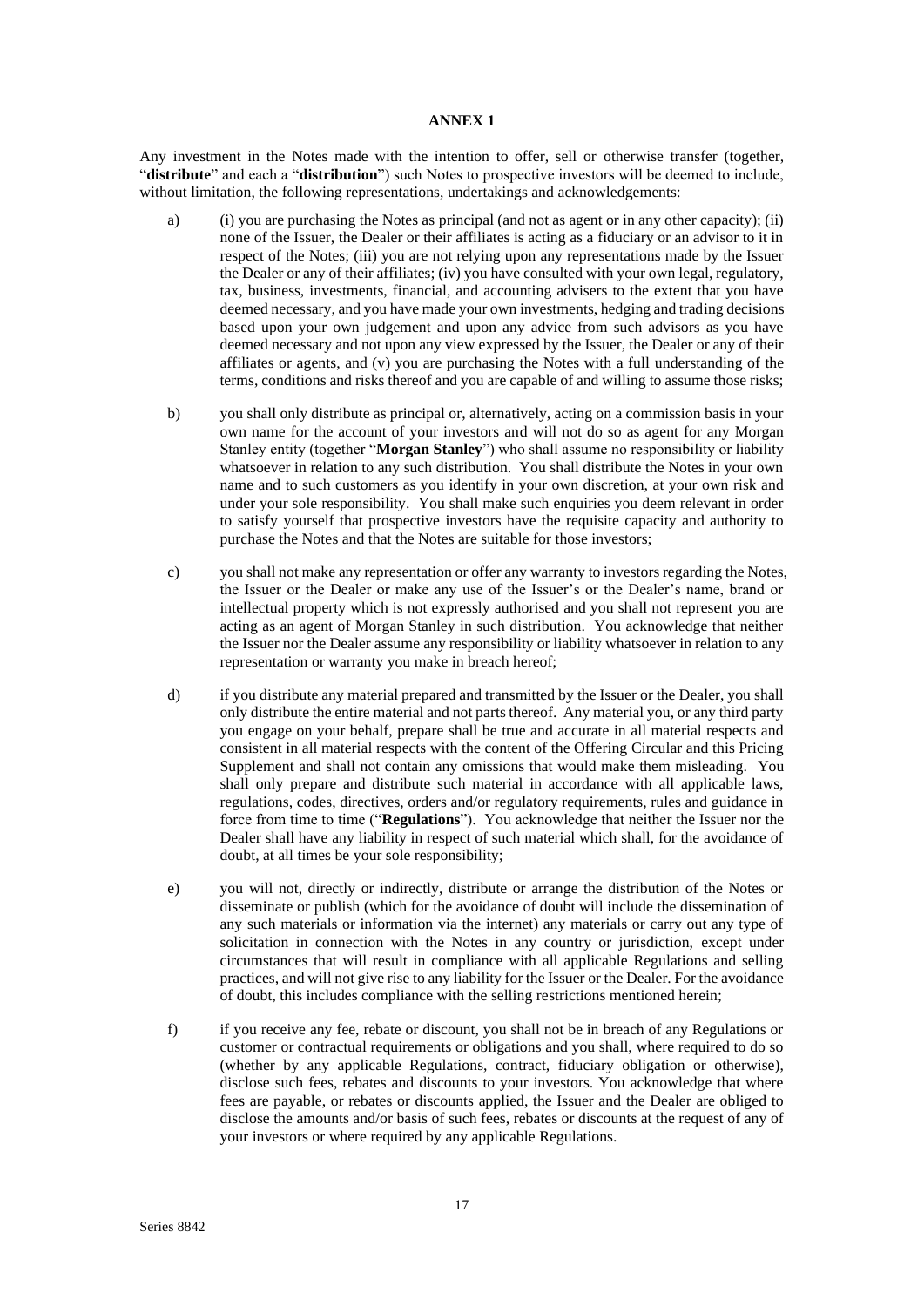# ANNEX 1

Any investment in the Notes made with the intention to offer, sell or otherwise transfer (together, "**distribute**" and each a "**distribution**") such Notes to prospective investors will be deemed to include, without limitation, the following representations, undertakings and acknowledgements:

a) (i) you are purchasing the Notes as principal (and not as agent or in any other capacity); (ii) none of the Issuer, the Dealer or their affiliates is acting as a fiduciary or an advisor to it in respect of the Notes; (iii) you are not relying upon any representations made by the Issuer the Dealer or any of their affiliates; (iv) you have consulted with your own legal, regulatory, tax, business, investments, financial, and accounting advisers to the extent that you have deemed necessary, and you have made your own investments, hedging and trading decisions based upon your own judgement and upon any advice from such advisors as you have deemed necessary and not upon any view expressed by the Issuer, the Dealer or any of their affiliates or agents, and (v) you are purchasing the Notes with a full understanding of the terms, conditions and risks thereof and you are capable of and willing to assume those risks;

b) you shall only distribute as principal or, alternatively, acting on a commission basis in your own name for the account of your investors and will not do so as agent for any Morgan Stanley entity (together "**Morgan Stanley**") who shall assume no responsibility or liability whatsoever in relation to any such distribution. You shall distribute the Notes in your own name and to such customers as you identify in your own discretion, at your own risk and under your sole responsibility. You shall make such enquiries you deem relevant in order to satisfy yourself that prospective investors have the requisite capacity and authority to purchase the Notes and that the Notes are suitable for those investors;

c) you shall not make any representation or offer any warranty to investors regarding the Notes, the Issuer or the Dealer or make any use of the Issuer's or the Dealer's name, brand or intellectual property which is not expressly authorised and you shall not represent you are acting as an agent of Morgan Stanley in such distribution. You acknowledge that neither the Issuer nor the Dealer assume any responsibility or liability whatsoever in relation to any representation or warranty you make in breach hereof;

d) if you distribute any material prepared and transmitted by the Issuer or the Dealer, you shall only distribute the entire material and not parts thereof. Any material you, or any third party you engage on your behalf, prepare shall be true and accurate in all material respects and consistent in all material respects with the content of the Offering Circular and this Pricing Supplement and shall not contain any omissions that would make them misleading. You shall only prepare and distribute such material in accordance with all applicable laws, regulations, codes, directives, orders and/or regulatory requirements, rules and guidance in force from time to time ("**Regulations**"). You acknowledge that neither the Issuer nor the Dealer shall have any liability in respect of such material which shall, for the avoidance of doubt, at all times be your sole responsibility;

e) you will not, directly or indirectly, distribute or arrange the distribution of the Notes or disseminate or publish (which for the avoidance of doubt will include the dissemination of any such materials or information via the internet) any materials or carry out any type of solicitation in connection with the Notes in any country or jurisdiction, except under circumstances that will result in compliance with all applicable Regulations and selling practices, and will not give rise to any liability for the Issuer or the Dealer. For the avoidance of doubt, this includes compliance with the selling restrictions mentioned herein;

f) if you receive any fee, rebate or discount, you shall not be in breach of any Regulations or customer or contractual requirements or obligations and you shall, where required to do so (whether by any applicable Regulations, contract, fiduciary obligation or otherwise), disclose such fees, rebates and discounts to your investors. You acknowledge that where fees are payable, or rebates or discounts applied, the Issuer and the Dealer are obliged to disclose the amounts and/or basis of such fees, rebates or discounts at the request of any of your investors or where required by any applicable Regulations.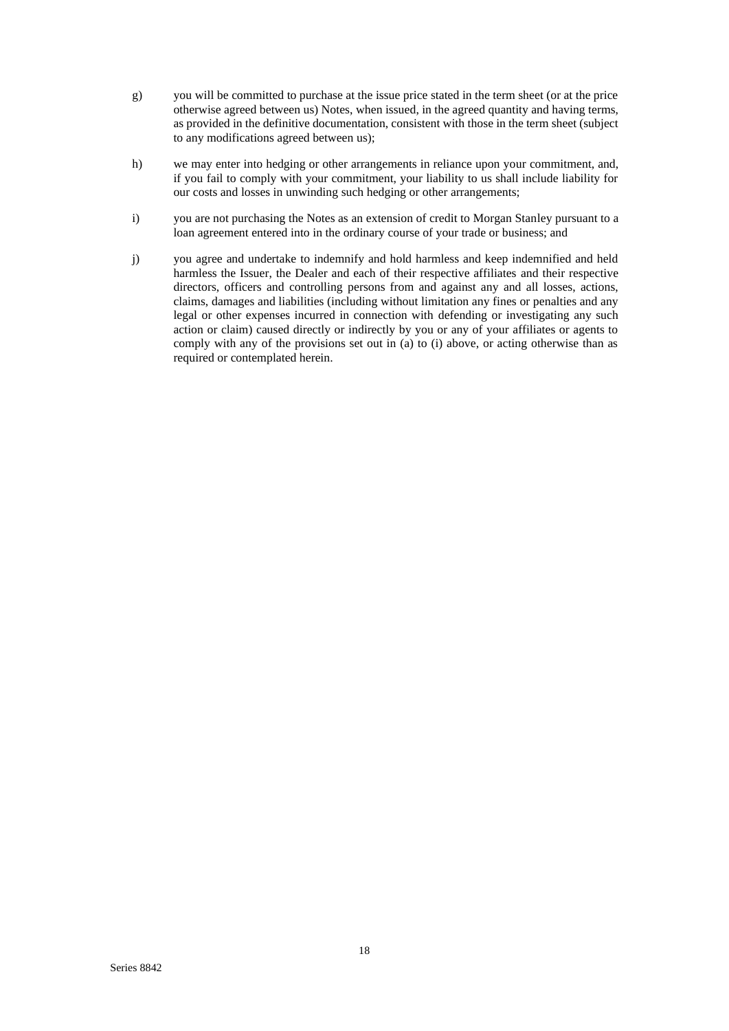g) you will be committed to purchase at the issue price stated in the term sheet (or at the price otherwise agreed between us) Notes, when issued, in the agreed quantity and having terms, as provided in the definitive documentation, consistent with those in the term sheet (subject to any modifications agreed between us);

h) we may enter into hedging or other arrangements in reliance upon your commitment, and, if you fail to comply with your commitment, your liability to us shall include liability for our costs and losses in unwinding such hedging or other arrangements;

i) you are not purchasing the Notes as an extension of credit to Morgan Stanley pursuant to a loan agreement entered into in the ordinary course of your trade or business; and

j) you agree and undertake to indemnify and hold harmless and keep indemnified and held harmless the Issuer, the Dealer and each of their respective affiliates and their respective directors, officers and controlling persons from and against any and all losses, actions, claims, damages and liabilities (including without limitation any fines or penalties and any legal or other expenses incurred in connection with defending or investigating any such action or claim) caused directly or indirectly by you or any of your affiliates or agents to comply with any of the provisions set out in (a) to (i) above, or acting otherwise than as required or contemplated herein.